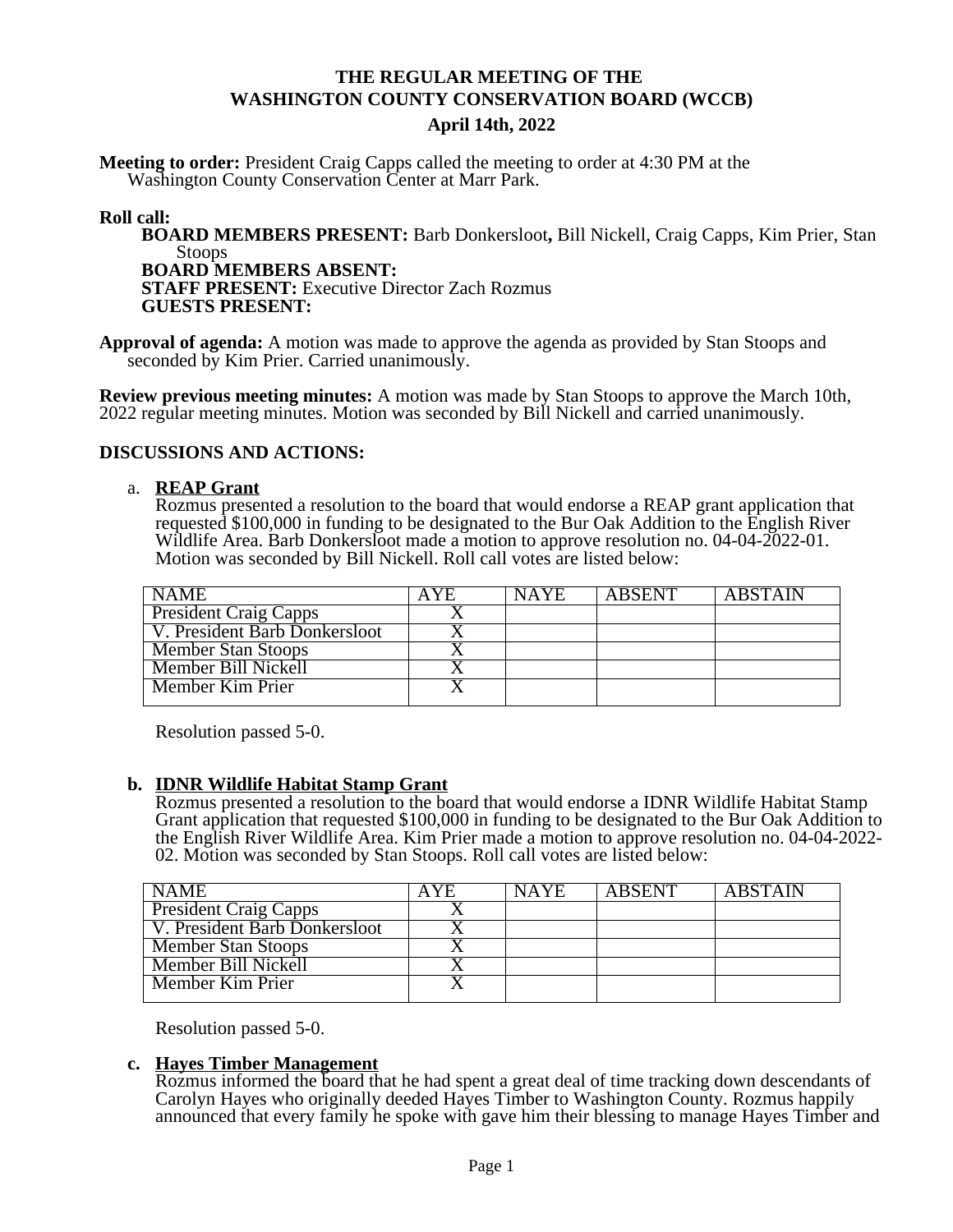# THE REGULAR MEETING OF THE WASHINGTON COUNTY CONSERVATION BOARD (WCCB)

## April 14th, 2022

**Meeting to order:** President Craig Capps called the meeting to order at 4:30 PM at the Washington County Conservation Center at Marr Park.

**Roll call:**

**BOARD MEMBERS PRESENT:** Barb Donkersloot**,** Bill Nickell, Craig Capps, Kim Prier, Stan Stoops
**BOARD MEMBERS ABSENT:**
**STAFF PRESENT:** Executive Director Zach Rozmus
**GUESTS PRESENT:**

**Approval of agenda:** A motion was made to approve the agenda as provided by Stan Stoops and seconded by Kim Prier. Carried unanimously.

**Review previous meeting minutes:** A motion was made by Stan Stoops to approve the March 10th, 2022 regular meeting minutes. Motion was seconded by Bill Nickell and carried unanimously.

**DISCUSSIONS AND ACTIONS:**

a. **REAP Grant**
Rozmus presented a resolution to the board that would endorse a REAP grant application that requested $100,000 in funding to be designated to the Bur Oak Addition to the English River Wildlife Area. Barb Donkersloot made a motion to approve resolution no. 04-04-2022-01. Motion was seconded by Bill Nickell. Roll call votes are listed below:

| NAME | AYE | NAYE | ABSENT | ABSTAIN |
|---|---|---|---|---|
| President Craig Capps | X | | | |
| V. President Barb Donkersloot | X | | | |
| Member Stan Stoops | X | | | |
| Member Bill Nickell | X | | | |
| Member Kim Prier | X | | | |

Resolution passed 5-0.

**b. IDNR Wildlife Habitat Stamp Grant**
Rozmus presented a resolution to the board that would endorse a IDNR Wildlife Habitat Stamp Grant application that requested $100,000 in funding to be designated to the Bur Oak Addition to the English River Wildlife Area. Kim Prier made a motion to approve resolution no. 04-04-2022-02. Motion was seconded by Stan Stoops. Roll call votes are listed below:

| NAME | AYE | NAYE | ABSENT | ABSTAIN |
|---|---|---|---|---|
| President Craig Capps | X | | | |
| V. President Barb Donkersloot | X | | | |
| Member Stan Stoops | X | | | |
| Member Bill Nickell | X | | | |
| Member Kim Prier | X | | | |

Resolution passed 5-0.

**c. Hayes Timber Management**
Rozmus informed the board that he had spent a great deal of time tracking down descendants of Carolyn Hayes who originally deeded Hayes Timber to Washington County. Rozmus happily announced that every family he spoke with gave him their blessing to manage Hayes Timber and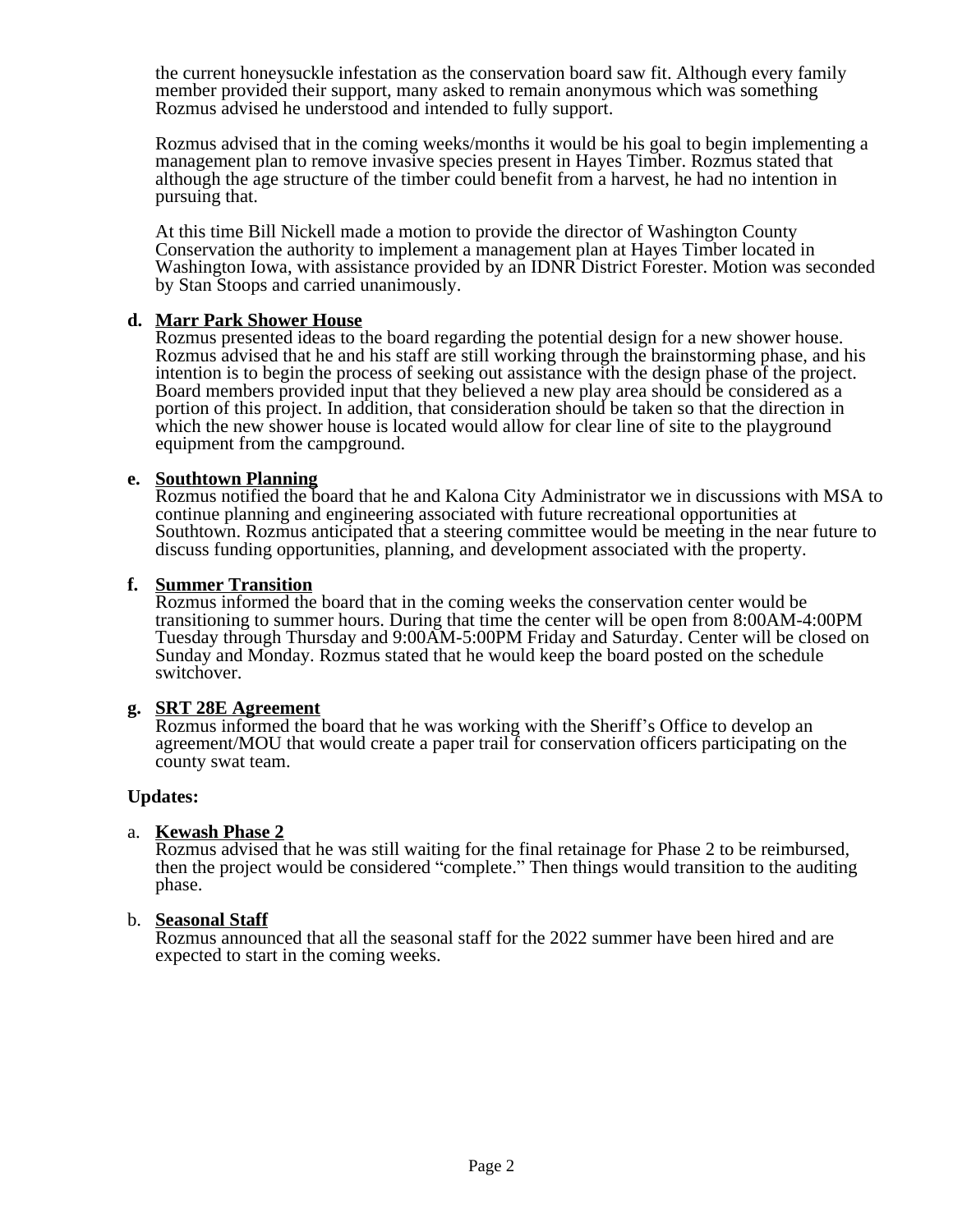the current honeysuckle infestation as the conservation board saw fit. Although every family member provided their support, many asked to remain anonymous which was something Rozmus advised he understood and intended to fully support.

Rozmus advised that in the coming weeks/months it would be his goal to begin implementing a management plan to remove invasive species present in Hayes Timber. Rozmus stated that although the age structure of the timber could benefit from a harvest, he had no intention in pursuing that.

At this time Bill Nickell made a motion to provide the director of Washington County Conservation the authority to implement a management plan at Hayes Timber located in Washington Iowa, with assistance provided by an IDNR District Forester. Motion was seconded by Stan Stoops and carried unanimously.

**d. <u>Marr Park Shower House</u>**
Rozmus presented ideas to the board regarding the potential design for a new shower house. Rozmus advised that he and his staff are still working through the brainstorming phase, and his intention is to begin the process of seeking out assistance with the design phase of the project. Board members provided input that they believed a new play area should be considered as a portion of this project. In addition, that consideration should be taken so that the direction in which the new shower house is located would allow for clear line of site to the playground equipment from the campground.

**e. <u>Southtown Planning</u>**
Rozmus notified the board that he and Kalona City Administrator we in discussions with MSA to continue planning and engineering associated with future recreational opportunities at Southtown. Rozmus anticipated that a steering committee would be meeting in the near future to discuss funding opportunities, planning, and development associated with the property.

**f. <u>Summer Transition</u>**
Rozmus informed the board that in the coming weeks the conservation center would be transitioning to summer hours. During that time the center will be open from 8:00AM-4:00PM Tuesday through Thursday and 9:00AM-5:00PM Friday and Saturday. Center will be closed on Sunday and Monday. Rozmus stated that he would keep the board posted on the schedule switchover.

**g. <u>SRT 28E Agreement</u>**
Rozmus informed the board that he was working with the Sheriff's Office to develop an agreement/MOU that would create a paper trail for conservation officers participating on the county swat team.

**Updates:**

a. **<u>Kewash Phase 2</u>**
Rozmus advised that he was still waiting for the final retainage for Phase 2 to be reimbursed, then the project would be considered "complete." Then things would transition to the auditing phase.

b. **<u>Seasonal Staff</u>**
Rozmus announced that all the seasonal staff for the 2022 summer have been hired and are expected to start in the coming weeks.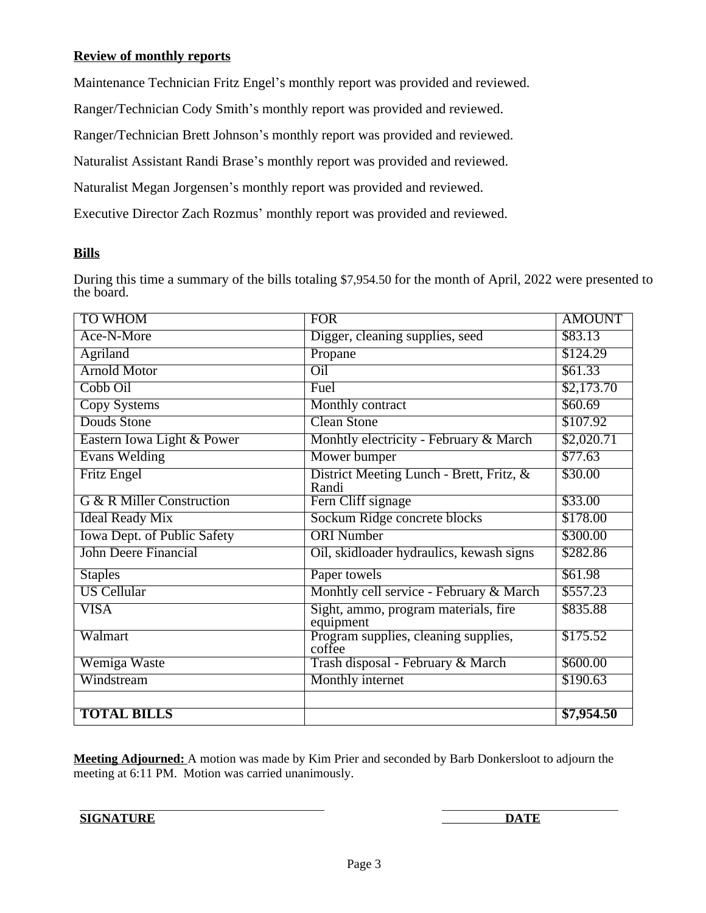**Review of monthly reports**

Maintenance Technician Fritz Engel's monthly report was provided and reviewed.

Ranger/Technician Cody Smith's monthly report was provided and reviewed.

Ranger/Technician Brett Johnson's monthly report was provided and reviewed.

Naturalist Assistant Randi Brase's monthly report was provided and reviewed.

Naturalist Megan Jorgensen's monthly report was provided and reviewed.

Executive Director Zach Rozmus' monthly report was provided and reviewed.

**Bills**

During this time a summary of the bills totaling $7,954.50 for the month of April, 2022 were presented to the board.

| TO WHOM | FOR | AMOUNT |
|---|---|---|
| Ace-N-More | Digger, cleaning supplies, seed | $83.13 |
| Agriland | Propane | $124.29 |
| Arnold Motor | Oil | $61.33 |
| Cobb Oil | Fuel | $2,173.70 |
| Copy Systems | Monthly contract | $60.69 |
| Douds Stone | Clean Stone | $107.92 |
| Eastern Iowa Light & Power | Monhtly electricity - February & March | $2,020.71 |
| Evans Welding | Mower bumper | $77.63 |
| Fritz Engel | District Meeting Lunch - Brett, Fritz, & Randi | $30.00 |
| G & R Miller Construction | Fern Cliff signage | $33.00 |
| Ideal Ready Mix | Sockum Ridge concrete blocks | $178.00 |
| Iowa Dept. of Public Safety | ORI Number | $300.00 |
| John Deere Financial | Oil, skidloader hydraulics, kewash signs | $282.86 |
| Staples | Paper towels | $61.98 |
| US Cellular | Monhtly cell service - February & March | $557.23 |
| VISA | Sight, ammo, program materials, fire equipment | $835.88 |
| Walmart | Program supplies, cleaning supplies, coffee | $175.52 |
| Wemiga Waste | Trash disposal - February & March | $600.00 |
| Windstream | Monthly internet | $190.63 |
| | | |
| **TOTAL BILLS** | | **$7,954.50** |

**Meeting Adjourned:** A motion was made by Kim Prier and seconded by Barb Donkersloot to adjourn the meeting at 6:11 PM. Motion was carried unanimously.

**SIGNATURE** **DATE**